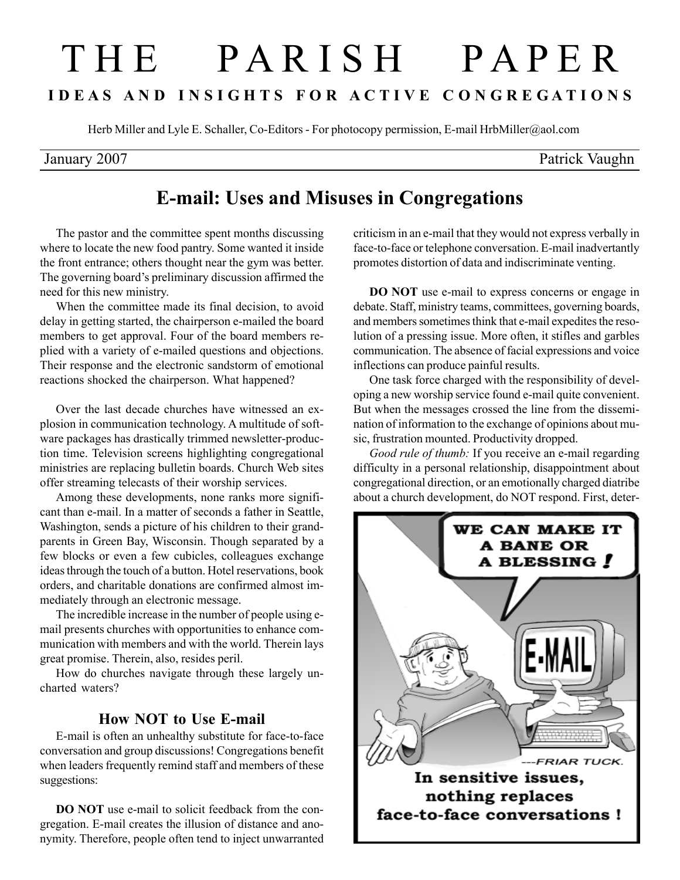# THE PARISH PAPER

**IDEAS AND INSIGHTS FOR ACTIVE CONGREGATIONS**

Herb Miller and Lyle E. Schaller, Co-Editors - For photocopy permission, E-mail HrbMiller@aol.com

January 2007 — Patrick Vaughn

## E-mail: Uses and Misuses in Congregations

The pastor and the committee spent months discussing where to locate the new food pantry. Some wanted it inside the front entrance; others thought near the gym was better. The governing board's preliminary discussion affirmed the need for this new ministry.

When the committee made its final decision, to avoid delay in getting started, the chairperson e-mailed the board members to get approval. Four of the board members replied with a variety of e-mailed questions and objections. Their response and the electronic sandstorm of emotional reactions shocked the chairperson. What happened?

Over the last decade churches have witnessed an explosion in communication technology. A multitude of software packages has drastically trimmed newsletter-production time. Television screens highlighting congregational ministries are replacing bulletin boards. Church Web sites offer streaming telecasts of their worship services.

Among these developments, none ranks more significant than e-mail. In a matter of seconds a father in Seattle, Washington, sends a picture of his children to their grandparents in Green Bay, Wisconsin. Though separated by a few blocks or even a few cubicles, colleagues exchange ideas through the touch of a button. Hotel reservations, book orders, and charitable donations are confirmed almost immediately through an electronic message.

The incredible increase in the number of people using e-mail presents churches with opportunities to enhance communication with members and with the world. Therein lays great promise. Therein, also, resides peril.

How do churches navigate through these largely uncharted waters?

### How NOT to Use E-mail

E-mail is often an unhealthy substitute for face-to-face conversation and group discussions! Congregations benefit when leaders frequently remind staff and members of these suggestions:

**DO NOT** use e-mail to solicit feedback from the congregation. E-mail creates the illusion of distance and anonymity. Therefore, people often tend to inject unwarranted criticism in an e-mail that they would not express verbally in face-to-face or telephone conversation. E-mail inadvertantly promotes distortion of data and indiscriminate venting.

**DO NOT** use e-mail to express concerns or engage in debate. Staff, ministry teams, committees, governing boards, and members sometimes think that e-mail expedites the resolution of a pressing issue. More often, it stifles and garbles communication. The absence of facial expressions and voice inflections can produce painful results.

One task force charged with the responsibility of developing a new worship service found e-mail quite convenient. But when the messages crossed the line from the dissemination of information to the exchange of opinions about music, frustration mounted. Productivity dropped.

*Good rule of thumb:* If you receive an e-mail regarding difficulty in a personal relationship, disappointment about congregational direction, or an emotionally charged diatribe about a church development, do NOT respond. First, deter-

WE CAN MAKE IT A BANE OR A BLESSING!

E-MAIL

---FRIAR TUCK.

In sensitive issues, nothing replaces face-to-face conversations!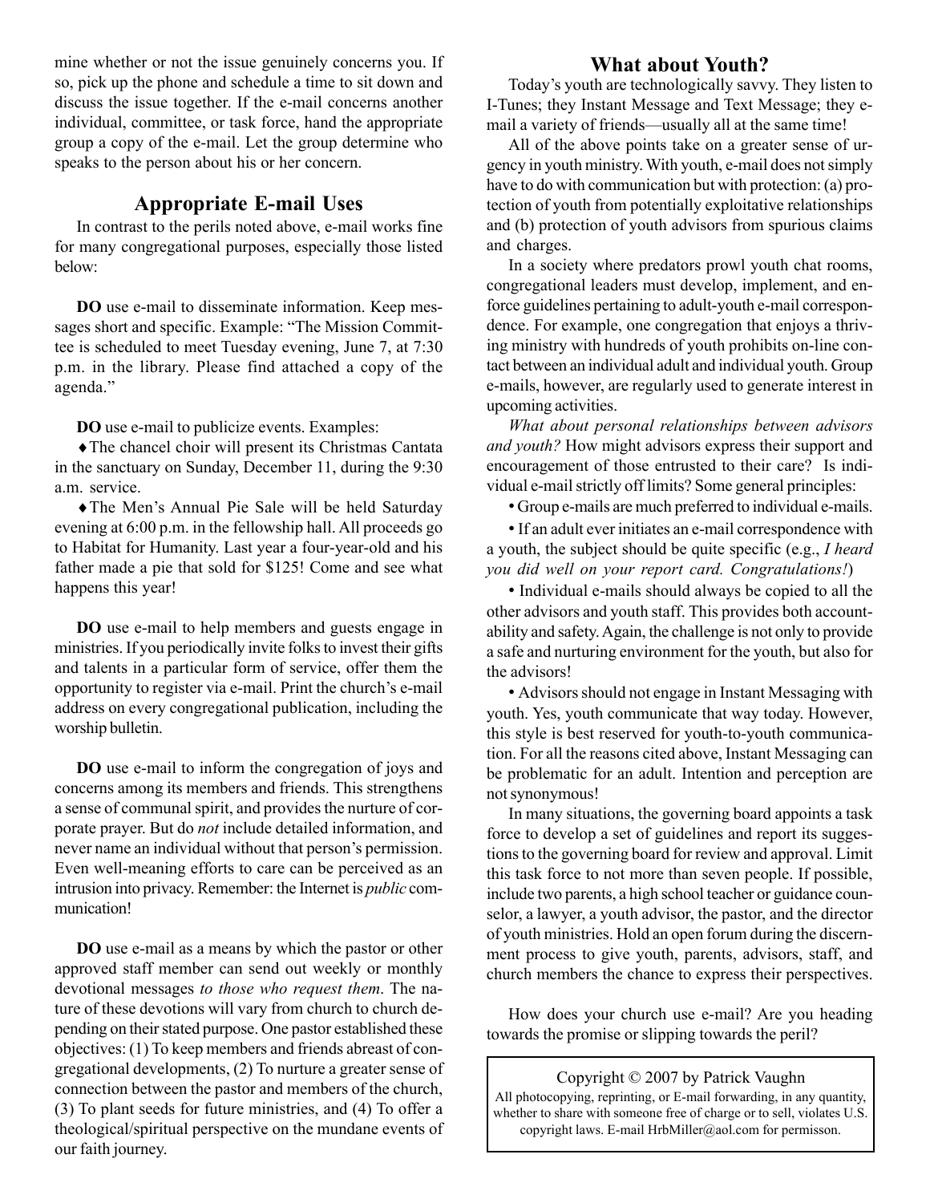mine whether or not the issue genuinely concerns you. If so, pick up the phone and schedule a time to sit down and discuss the issue together. If the e-mail concerns another individual, committee, or task force, hand the appropriate group a copy of the e-mail. Let the group determine who speaks to the person about his or her concern.

## Appropriate E-mail Uses

In contrast to the perils noted above, e-mail works fine for many congregational purposes, especially those listed below:

**DO** use e-mail to disseminate information. Keep messages short and specific. Example: "The Mission Committee is scheduled to meet Tuesday evening, June 7, at 7:30 p.m. in the library. Please find attached a copy of the agenda."

**DO** use e-mail to publicize events. Examples:

♦The chancel choir will present its Christmas Cantata in the sanctuary on Sunday, December 11, during the 9:30 a.m. service.

♦The Men's Annual Pie Sale will be held Saturday evening at 6:00 p.m. in the fellowship hall. All proceeds go to Habitat for Humanity. Last year a four-year-old and his father made a pie that sold for $125! Come and see what happens this year!

**DO** use e-mail to help members and guests engage in ministries. If you periodically invite folks to invest their gifts and talents in a particular form of service, offer them the opportunity to register via e-mail. Print the church's e-mail address on every congregational publication, including the worship bulletin.

**DO** use e-mail to inform the congregation of joys and concerns among its members and friends. This strengthens a sense of communal spirit, and provides the nurture of corporate prayer. But do *not* include detailed information, and never name an individual without that person's permission. Even well-meaning efforts to care can be perceived as an intrusion into privacy. Remember: the Internet is *public* communication!

**DO** use e-mail as a means by which the pastor or other approved staff member can send out weekly or monthly devotional messages *to those who request them*. The nature of these devotions will vary from church to church depending on their stated purpose. One pastor established these objectives: (1) To keep members and friends abreast of congregational developments, (2) To nurture a greater sense of connection between the pastor and members of the church, (3) To plant seeds for future ministries, and (4) To offer a theological/spiritual perspective on the mundane events of our faith journey.

## What about Youth?

Today's youth are technologically savvy. They listen to I-Tunes; they Instant Message and Text Message; they e-mail a variety of friends—usually all at the same time!

All of the above points take on a greater sense of urgency in youth ministry. With youth, e-mail does not simply have to do with communication but with protection: (a) protection of youth from potentially exploitative relationships and (b) protection of youth advisors from spurious claims and charges.

In a society where predators prowl youth chat rooms, congregational leaders must develop, implement, and enforce guidelines pertaining to adult-youth e-mail correspondence. For example, one congregation that enjoys a thriving ministry with hundreds of youth prohibits on-line contact between an individual adult and individual youth. Group e-mails, however, are regularly used to generate interest in upcoming activities.

*What about personal relationships between advisors and youth?* How might advisors express their support and encouragement of those entrusted to their care? Is individual e-mail strictly off limits? Some general principles:

• Group e-mails are much preferred to individual e-mails.

• If an adult ever initiates an e-mail correspondence with a youth, the subject should be quite specific (e.g., *I heard you did well on your report card. Congratulations!*)

• Individual e-mails should always be copied to all the other advisors and youth staff. This provides both accountability and safety. Again, the challenge is not only to provide a safe and nurturing environment for the youth, but also for the advisors!

• Advisors should not engage in Instant Messaging with youth. Yes, youth communicate that way today. However, this style is best reserved for youth-to-youth communication. For all the reasons cited above, Instant Messaging can be problematic for an adult. Intention and perception are not synonymous!

In many situations, the governing board appoints a task force to develop a set of guidelines and report its suggestions to the governing board for review and approval. Limit this task force to not more than seven people. If possible, include two parents, a high school teacher or guidance counselor, a lawyer, a youth advisor, the pastor, and the director of youth ministries. Hold an open forum during the discernment process to give youth, parents, advisors, staff, and church members the chance to express their perspectives.

How does your church use e-mail? Are you heading towards the promise or slipping towards the peril?

Copyright © 2007 by Patrick Vaughn
All photocopying, reprinting, or E-mail forwarding, in any quantity, whether to share with someone free of charge or to sell, violates U.S. copyright laws. E-mail HrbMiller@aol.com for permisson.